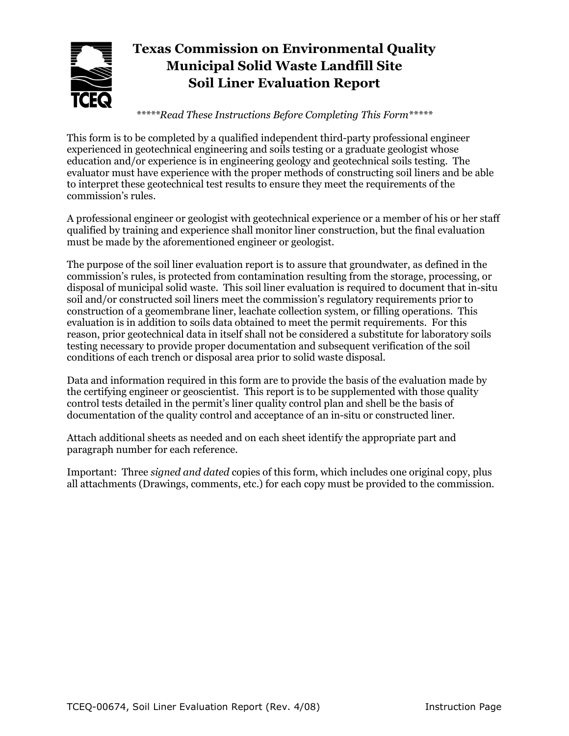# Texas Commission on Environmental Quality
# Municipal Solid Waste Landfill Site
# Soil Liner Evaluation Report

*\*\*\*\*\*Read These Instructions Before Completing This Form\*\*\*\*\**

This form is to be completed by a qualified independent third-party professional engineer experienced in geotechnical engineering and soils testing or a graduate geologist whose education and/or experience is in engineering geology and geotechnical soils testing. The evaluator must have experience with the proper methods of constructing soil liners and be able to interpret these geotechnical test results to ensure they meet the requirements of the commission's rules.

A professional engineer or geologist with geotechnical experience or a member of his or her staff qualified by training and experience shall monitor liner construction, but the final evaluation must be made by the aforementioned engineer or geologist.

The purpose of the soil liner evaluation report is to assure that groundwater, as defined in the commission's rules, is protected from contamination resulting from the storage, processing, or disposal of municipal solid waste. This soil liner evaluation is required to document that in-situ soil and/or constructed soil liners meet the commission's regulatory requirements prior to construction of a geomembrane liner, leachate collection system, or filling operations. This evaluation is in addition to soils data obtained to meet the permit requirements. For this reason, prior geotechnical data in itself shall not be considered a substitute for laboratory soils testing necessary to provide proper documentation and subsequent verification of the soil conditions of each trench or disposal area prior to solid waste disposal.

Data and information required in this form are to provide the basis of the evaluation made by the certifying engineer or geoscientist. This report is to be supplemented with those quality control tests detailed in the permit's liner quality control plan and shell be the basis of documentation of the quality control and acceptance of an in-situ or constructed liner.

Attach additional sheets as needed and on each sheet identify the appropriate part and paragraph number for each reference.

Important: Three *signed and dated* copies of this form, which includes one original copy, plus all attachments (Drawings, comments, etc.) for each copy must be provided to the commission.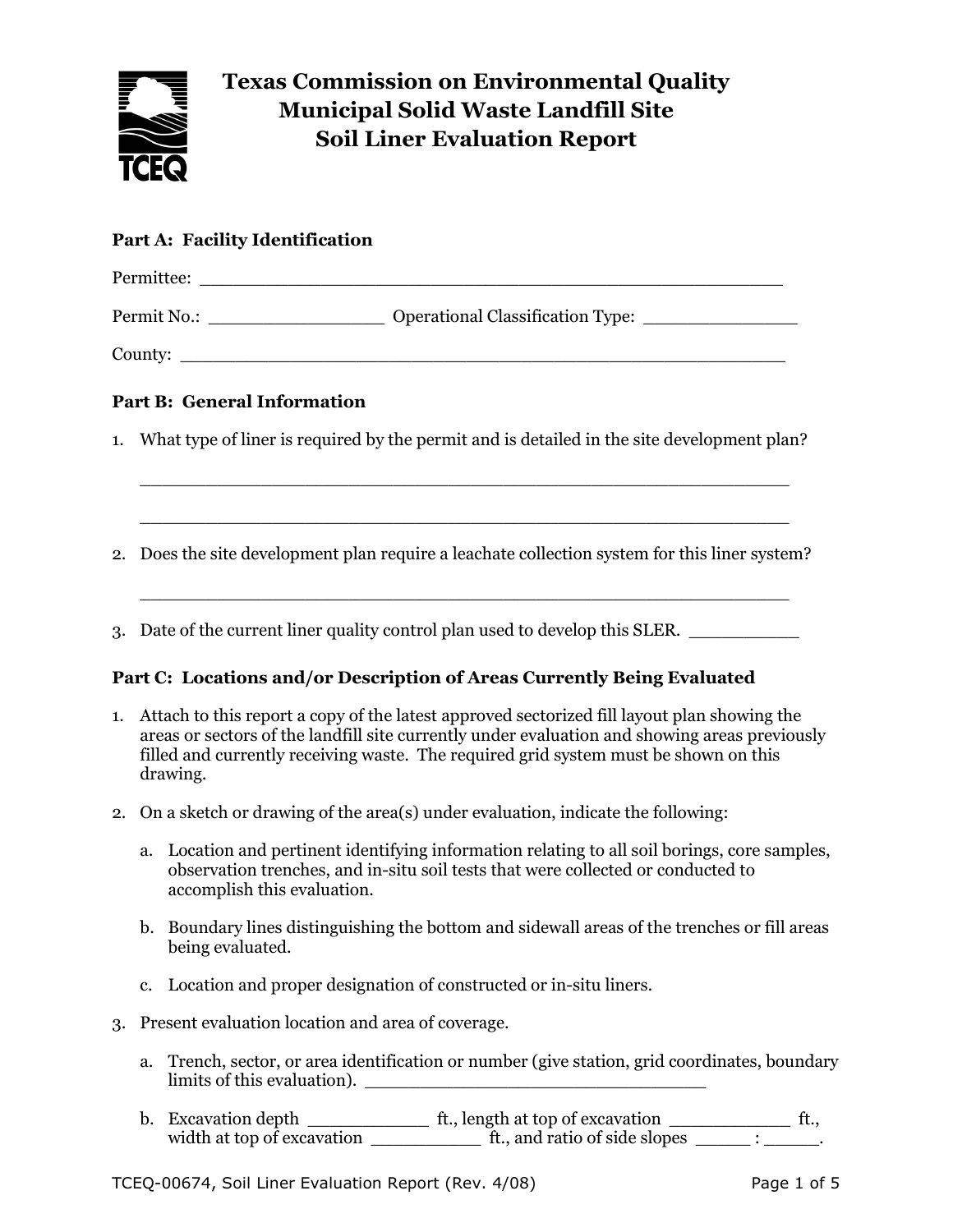# Texas Commission on Environmental Quality
# Municipal Solid Waste Landfill Site
# Soil Liner Evaluation Report

**Part A: Facility Identification**

Permittee: ______________________________________________________

Permit No.: ________________ Operational Classification Type: ______________

County: ________________________________________________________

**Part B: General Information**

1. What type of liner is required by the permit and is detailed in the site development plan?

   ____________________________________________________________

   ____________________________________________________________

2. Does the site development plan require a leachate collection system for this liner system?

   ____________________________________________________________

3. Date of the current liner quality control plan used to develop this SLER. __________

**Part C: Locations and/or Description of Areas Currently Being Evaluated**

1. Attach to this report a copy of the latest approved sectorized fill layout plan showing the areas or sectors of the landfill site currently under evaluation and showing areas previously filled and currently receiving waste. The required grid system must be shown on this drawing.

2. On a sketch or drawing of the area(s) under evaluation, indicate the following:

   a. Location and pertinent identifying information relating to all soil borings, core samples, observation trenches, and in-situ soil tests that were collected or conducted to accomplish this evaluation.

   b. Boundary lines distinguishing the bottom and sidewall areas of the trenches or fill areas being evaluated.

   c. Location and proper designation of constructed or in-situ liners.

3. Present evaluation location and area of coverage.

   a. Trench, sector, or area identification or number (give station, grid coordinates, boundary limits of this evaluation). ________________________________

   b. Excavation depth ___________ ft., length at top of excavation ___________ ft., width at top of excavation __________ ft., and ratio of side slopes _____ : _____.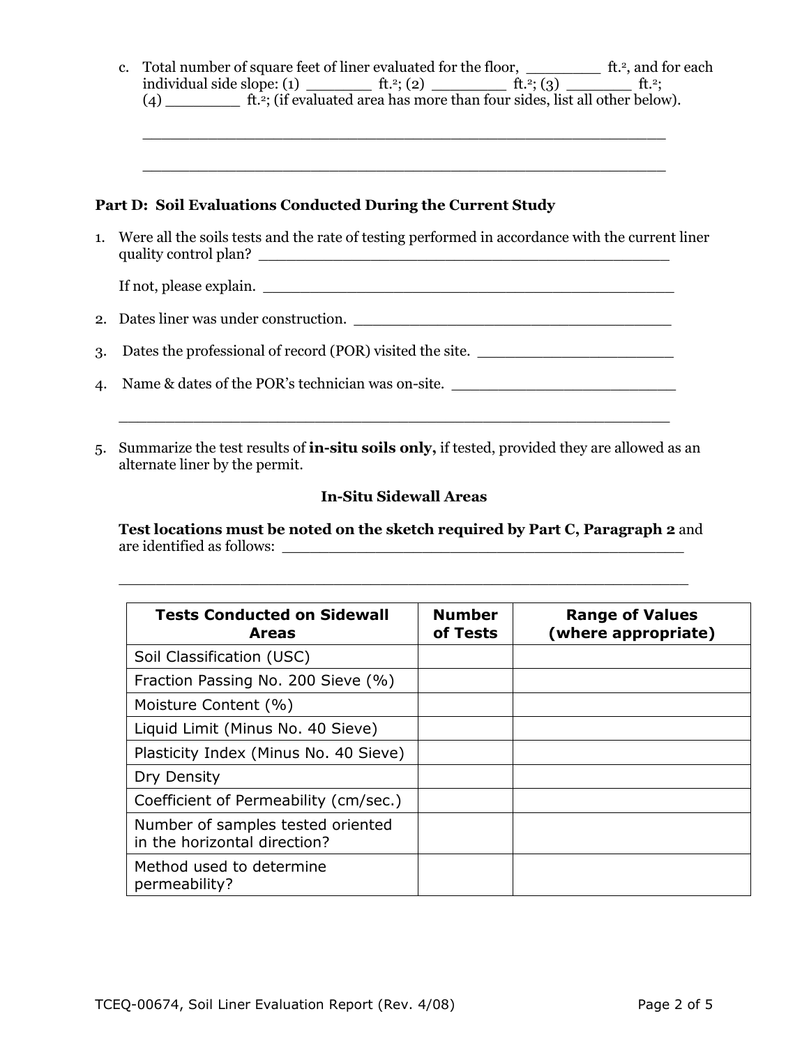c. Total number of square feet of liner evaluated for the floor, ________ ft.², and for each individual side slope: (1) _______ ft.²; (2) ________ ft.²; (3) _______ ft.²; (4) ________ ft.²; (if evaluated area has more than four sides, list all other below).

__________________________________________________________

__________________________________________________________

### Part D: Soil Evaluations Conducted During the Current Study

1. Were all the soils tests and the rate of testing performed in accordance with the current liner quality control plan? _____________________________________________

   If not, please explain. _____________________________________________

2. Dates liner was under construction. ___________________________________

3. Dates the professional of record (POR) visited the site. _____________________

4. Name & dates of the POR's technician was on-site. ________________________

   __________________________________________________________

5. Summarize the test results of **in-situ soils only,** if tested, provided they are allowed as an alternate liner by the permit.

**In-Situ Sidewall Areas**

**Test locations must be noted on the sketch required by Part C, Paragraph 2** and are identified as follows: _____________________________________________

__________________________________________________________

| Tests Conducted on Sidewall Areas | Number of Tests | Range of Values (where appropriate) |
|---|---|---|
| Soil Classification (USC) | | |
| Fraction Passing No. 200 Sieve (%) | | |
| Moisture Content (%) | | |
| Liquid Limit (Minus No. 40 Sieve) | | |
| Plasticity Index (Minus No. 40 Sieve) | | |
| Dry Density | | |
| Coefficient of Permeability (cm/sec.) | | |
| Number of samples tested oriented in the horizontal direction? | | |
| Method used to determine permeability? | | |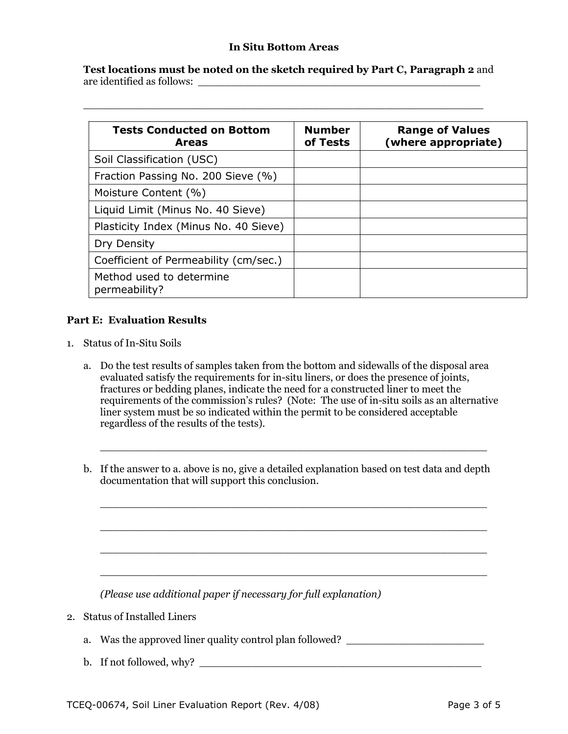### In Situ Bottom Areas

**Test locations must be noted on the sketch required by Part C, Paragraph 2** and are identified as follows: _____________________________________________

___________________________________________________________

| Tests Conducted on Bottom Areas | Number of Tests | Range of Values (where appropriate) |
|---|---|---|
| Soil Classification (USC) | | |
| Fraction Passing No. 200 Sieve (%) | | |
| Moisture Content (%) | | |
| Liquid Limit (Minus No. 40 Sieve) | | |
| Plasticity Index (Minus No. 40 Sieve) | | |
| Dry Density | | |
| Coefficient of Permeability (cm/sec.) | | |
| Method used to determine permeability? | | |

### Part E: Evaluation Results

1. Status of In-Situ Soils

   a. Do the test results of samples taken from the bottom and sidewalls of the disposal area evaluated satisfy the requirements for in-situ liners, or does the presence of joints, fractures or bedding planes, indicate the need for a constructed liner to meet the requirements of the commission's rules? (Note: The use of in-situ soils as an alternative liner system must be so indicated within the permit to be considered acceptable regardless of the results of the tests).

   ___________________________________________________________

   b. If the answer to a. above is no, give a detailed explanation based on test data and depth documentation that will support this conclusion.

   ___________________________________________________________

   ___________________________________________________________

   ___________________________________________________________

   ___________________________________________________________

   *(Please use additional paper if necessary for full explanation)*

2. Status of Installed Liners

   a. Was the approved liner quality control plan followed? _______________________

   b. If not followed, why? _______________________________________________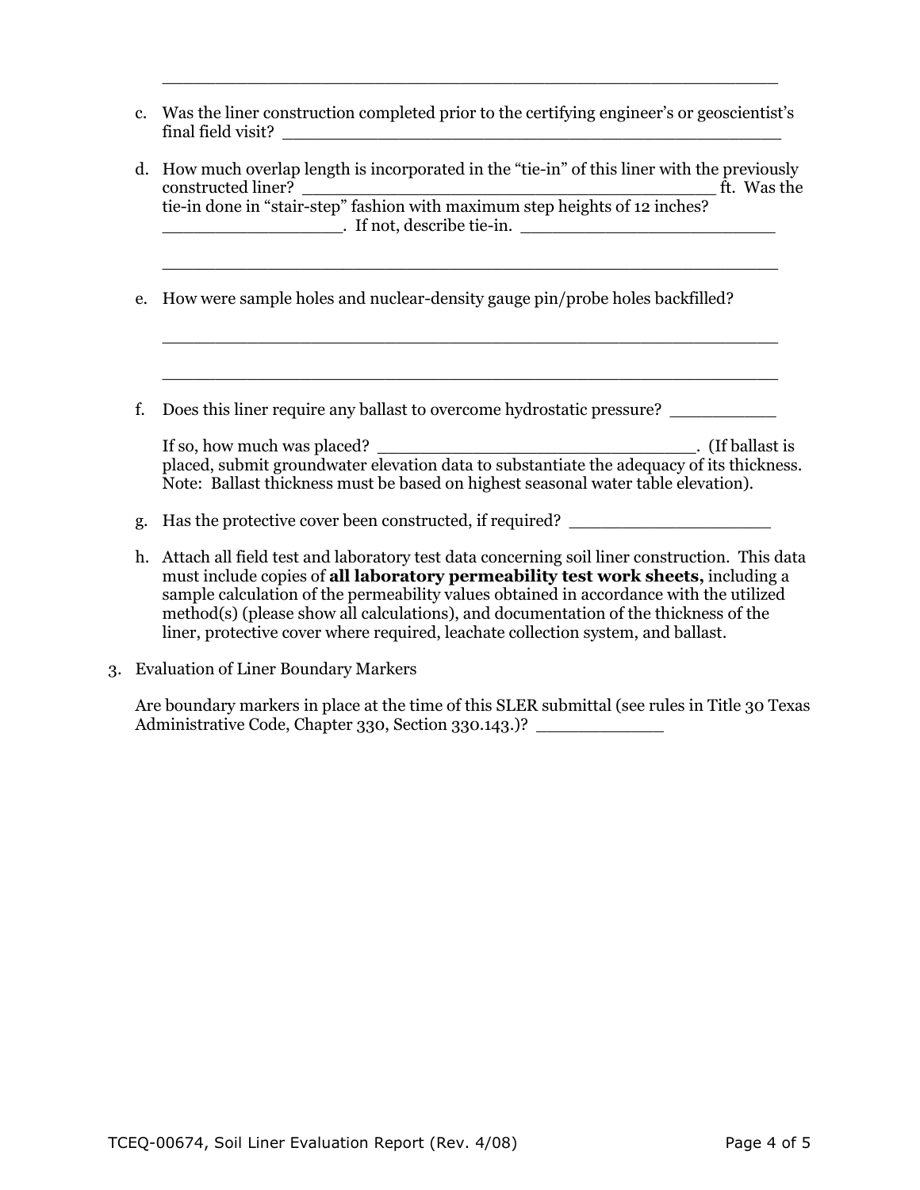\_\_\_\_\_\_\_\_\_\_\_\_\_\_\_\_\_\_\_\_\_\_\_\_\_\_\_\_\_\_\_\_\_\_\_\_\_\_\_\_\_\_\_\_\_\_\_\_\_\_\_\_\_\_\_\_

c. Was the liner construction completed prior to the certifying engineer's or geoscientist's final field visit? \_\_\_\_\_\_\_\_\_\_\_\_\_\_\_\_\_\_\_\_\_\_\_\_\_\_\_\_\_\_\_\_\_\_\_\_\_\_\_\_\_\_\_\_

d. How much overlap length is incorporated in the "tie-in" of this liner with the previously constructed liner? \_\_\_\_\_\_\_\_\_\_\_\_\_\_\_\_\_\_\_\_\_\_\_\_\_\_\_\_\_\_\_\_\_\_\_\_\_ ft. Was the tie-in done in "stair-step" fashion with maximum step heights of 12 inches? \_\_\_\_\_\_\_\_\_\_\_\_\_\_\_\_\_\_. If not, describe tie-in. \_\_\_\_\_\_\_\_\_\_\_\_\_\_\_\_\_\_\_\_\_\_\_\_\_\_

\_\_\_\_\_\_\_\_\_\_\_\_\_\_\_\_\_\_\_\_\_\_\_\_\_\_\_\_\_\_\_\_\_\_\_\_\_\_\_\_\_\_\_\_\_\_\_\_\_\_\_\_\_\_\_\_

e. How were sample holes and nuclear-density gauge pin/probe holes backfilled?

\_\_\_\_\_\_\_\_\_\_\_\_\_\_\_\_\_\_\_\_\_\_\_\_\_\_\_\_\_\_\_\_\_\_\_\_\_\_\_\_\_\_\_\_\_\_\_\_\_\_\_\_\_\_\_\_

\_\_\_\_\_\_\_\_\_\_\_\_\_\_\_\_\_\_\_\_\_\_\_\_\_\_\_\_\_\_\_\_\_\_\_\_\_\_\_\_\_\_\_\_\_\_\_\_\_\_\_\_\_\_\_\_

f. Does this liner require any ballast to overcome hydrostatic pressure? \_\_\_\_\_\_\_\_\_\_

If so, how much was placed? \_\_\_\_\_\_\_\_\_\_\_\_\_\_\_\_\_\_\_\_\_\_\_\_\_\_\_\_\_\_\_. (If ballast is placed, submit groundwater elevation data to substantiate the adequacy of its thickness. Note: Ballast thickness must be based on highest seasonal water table elevation).

g. Has the protective cover been constructed, if required? \_\_\_\_\_\_\_\_\_\_\_\_\_\_\_\_\_\_\_\_

h. Attach all field test and laboratory test data concerning soil liner construction. This data must include copies of **all laboratory permeability test work sheets,** including a sample calculation of the permeability values obtained in accordance with the utilized method(s) (please show all calculations), and documentation of the thickness of the liner, protective cover where required, leachate collection system, and ballast.

3. Evaluation of Liner Boundary Markers

Are boundary markers in place at the time of this SLER submittal (see rules in Title 30 Texas Administrative Code, Chapter 330, Section 330.143.)? \_\_\_\_\_\_\_\_\_\_\_\_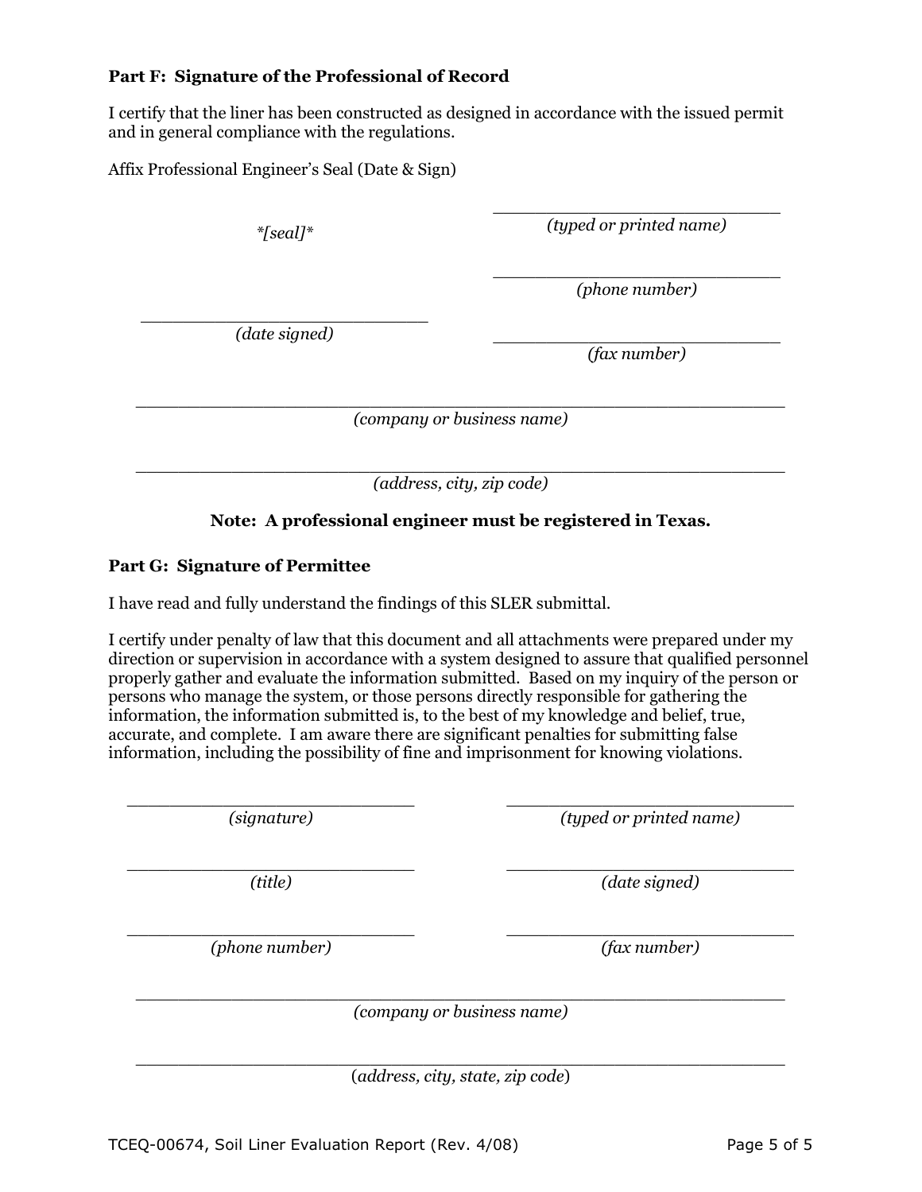**Part F: Signature of the Professional of Record**

I certify that the liner has been constructed as designed in accordance with the issued permit and in general compliance with the regulations.

Affix Professional Engineer's Seal (Date & Sign)

*[seal]*

______________________________
*(typed or printed name)*

______________________________
*(phone number)*

______________________________
*(date signed)*

______________________________
*(fax number)*

______________________________________________________
*(company or business name)*

______________________________________________________
*(address, city, zip code)*

**Note: A professional engineer must be registered in Texas.**

**Part G: Signature of Permittee**

I have read and fully understand the findings of this SLER submittal.

I certify under penalty of law that this document and all attachments were prepared under my direction or supervision in accordance with a system designed to assure that qualified personnel properly gather and evaluate the information submitted. Based on my inquiry of the person or persons who manage the system, or those persons directly responsible for gathering the information, the information submitted is, to the best of my knowledge and belief, true, accurate, and complete. I am aware there are significant penalties for submitting false information, including the possibility of fine and imprisonment for knowing violations.

______________________________
*(signature)*

______________________________
*(typed or printed name)*

______________________________
*(title)*

______________________________
*(date signed)*

______________________________
*(phone number)*

______________________________
*(fax number)*

______________________________________________________
*(company or business name)*

______________________________________________________
(*address, city, state, zip code*)